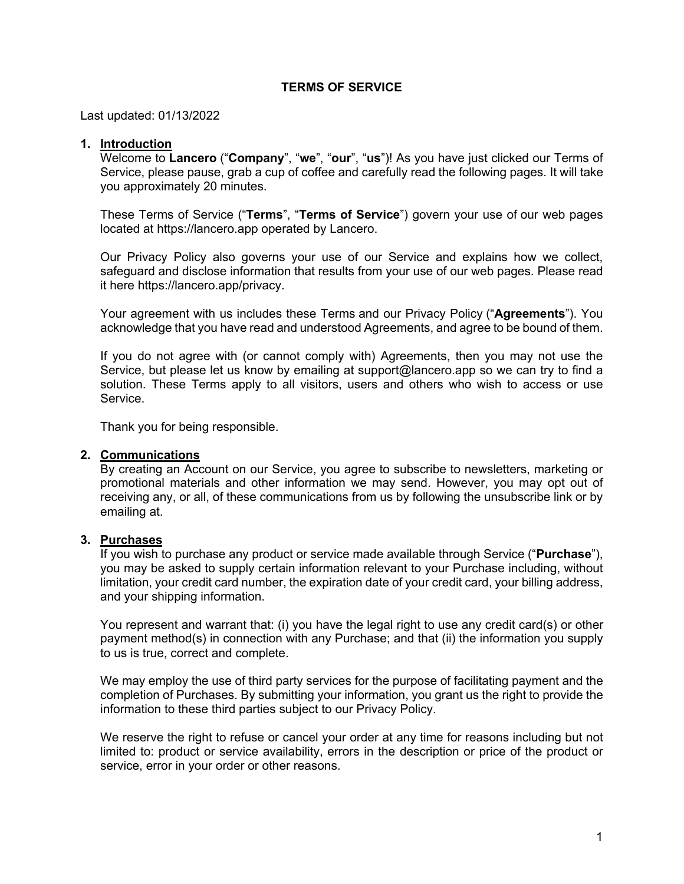# TERMS OF SERVICE

Last updated: 01/13/2022

## 1. Introduction

Welcome to **Lancero** (“**Company**”, “**we**”, “**our**”, “**us**”)! As you have just clicked our Terms of Service, please pause, grab a cup of coffee and carefully read the following pages. It will take you approximately 20 minutes.

These Terms of Service (“**Terms**”, “**Terms of Service**”) govern your use of our web pages located at https://lancero.app operated by Lancero.

Our Privacy Policy also governs your use of our Service and explains how we collect, safeguard and disclose information that results from your use of our web pages. Please read it here https://lancero.app/privacy.

Your agreement with us includes these Terms and our Privacy Policy (“**Agreements**”). You acknowledge that you have read and understood Agreements, and agree to be bound of them.

If you do not agree with (or cannot comply with) Agreements, then you may not use the Service, but please let us know by emailing at support@lancero.app so we can try to find a solution. These Terms apply to all visitors, users and others who wish to access or use Service.

Thank you for being responsible.

## 2. Communications

By creating an Account on our Service, you agree to subscribe to newsletters, marketing or promotional materials and other information we may send. However, you may opt out of receiving any, or all, of these communications from us by following the unsubscribe link or by emailing at.

## 3. Purchases

If you wish to purchase any product or service made available through Service (“**Purchase**”), you may be asked to supply certain information relevant to your Purchase including, without limitation, your credit card number, the expiration date of your credit card, your billing address, and your shipping information.

You represent and warrant that: (i) you have the legal right to use any credit card(s) or other payment method(s) in connection with any Purchase; and that (ii) the information you supply to us is true, correct and complete.

We may employ the use of third party services for the purpose of facilitating payment and the completion of Purchases. By submitting your information, you grant us the right to provide the information to these third parties subject to our Privacy Policy.

We reserve the right to refuse or cancel your order at any time for reasons including but not limited to: product or service availability, errors in the description or price of the product or service, error in your order or other reasons.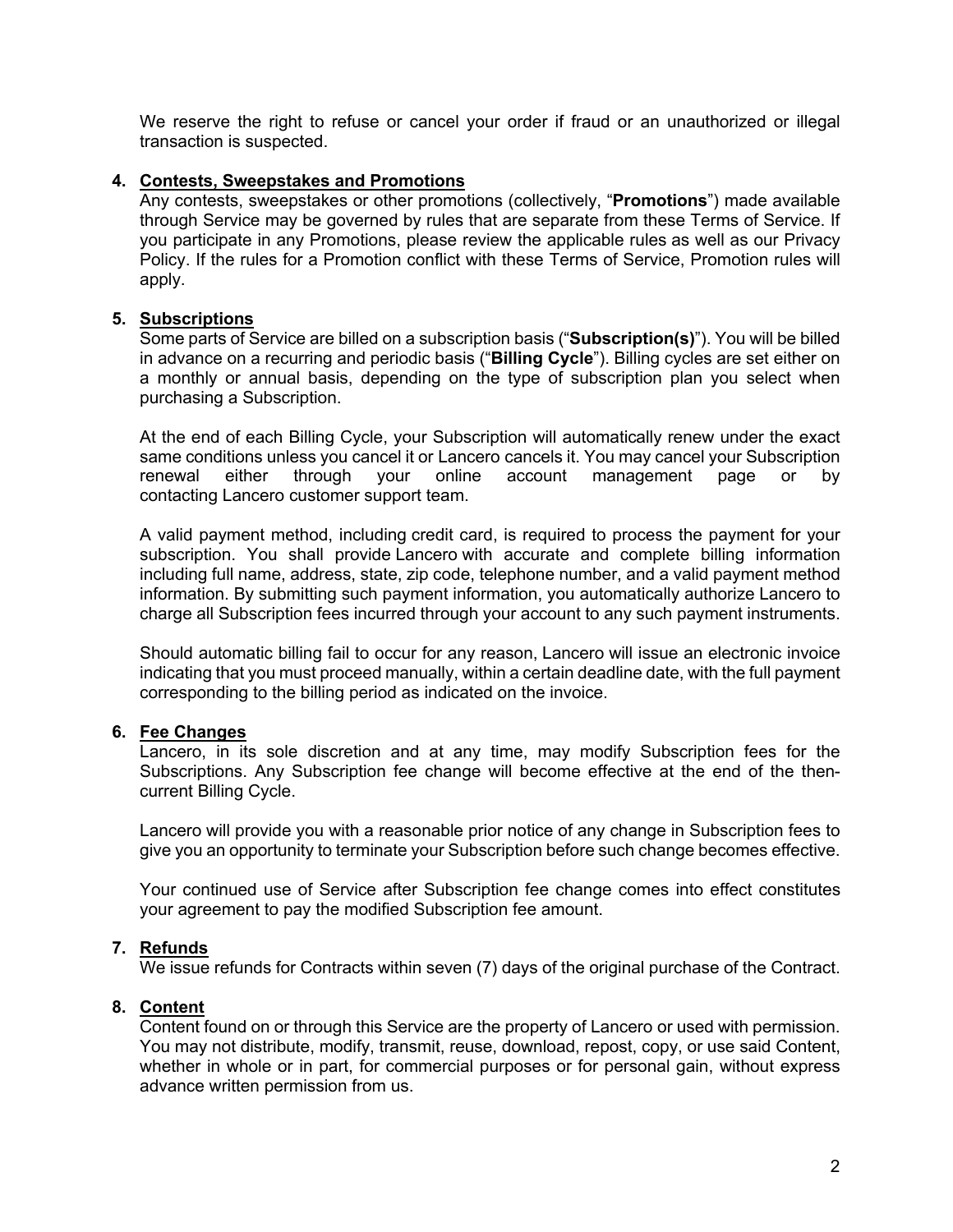We reserve the right to refuse or cancel your order if fraud or an unauthorized or illegal transaction is suspected.

4. **Contests, Sweepstakes and Promotions**
   Any contests, sweepstakes or other promotions (collectively, "**Promotions**") made available through Service may be governed by rules that are separate from these Terms of Service. If you participate in any Promotions, please review the applicable rules as well as our Privacy Policy. If the rules for a Promotion conflict with these Terms of Service, Promotion rules will apply.

5. **Subscriptions**
   Some parts of Service are billed on a subscription basis ("**Subscription(s)**"). You will be billed in advance on a recurring and periodic basis ("**Billing Cycle**"). Billing cycles are set either on a monthly or annual basis, depending on the type of subscription plan you select when purchasing a Subscription.

   At the end of each Billing Cycle, your Subscription will automatically renew under the exact same conditions unless you cancel it or Lancero cancels it. You may cancel your Subscription renewal either through your online account management page or by contacting Lancero customer support team.

   A valid payment method, including credit card, is required to process the payment for your subscription. You shall provide Lancero with accurate and complete billing information including full name, address, state, zip code, telephone number, and a valid payment method information. By submitting such payment information, you automatically authorize Lancero to charge all Subscription fees incurred through your account to any such payment instruments.

   Should automatic billing fail to occur for any reason, Lancero will issue an electronic invoice indicating that you must proceed manually, within a certain deadline date, with the full payment corresponding to the billing period as indicated on the invoice.

6. **Fee Changes**
   Lancero, in its sole discretion and at any time, may modify Subscription fees for the Subscriptions. Any Subscription fee change will become effective at the end of the then-current Billing Cycle.

   Lancero will provide you with a reasonable prior notice of any change in Subscription fees to give you an opportunity to terminate your Subscription before such change becomes effective.

   Your continued use of Service after Subscription fee change comes into effect constitutes your agreement to pay the modified Subscription fee amount.

7. **Refunds**
   We issue refunds for Contracts within seven (7) days of the original purchase of the Contract.

8. **Content**
   Content found on or through this Service are the property of Lancero or used with permission. You may not distribute, modify, transmit, reuse, download, repost, copy, or use said Content, whether in whole or in part, for commercial purposes or for personal gain, without express advance written permission from us.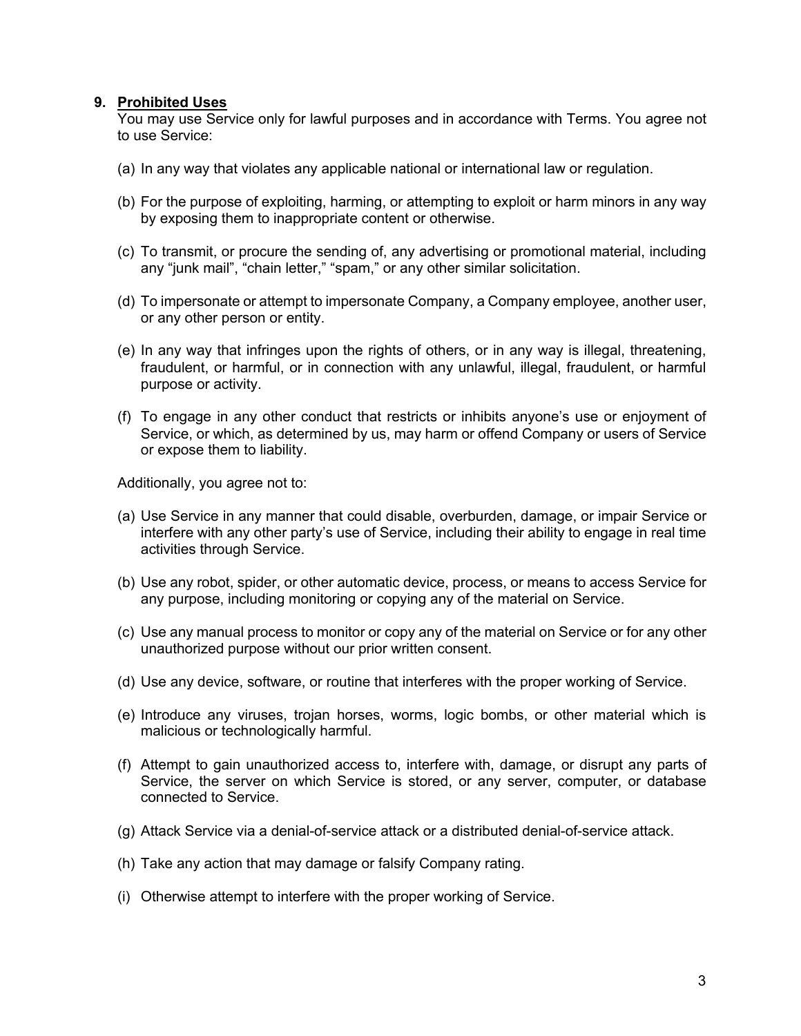## 9. **Prohibited Uses**

You may use Service only for lawful purposes and in accordance with Terms. You agree not to use Service:

(a) In any way that violates any applicable national or international law or regulation.

(b) For the purpose of exploiting, harming, or attempting to exploit or harm minors in any way by exposing them to inappropriate content or otherwise.

(c) To transmit, or procure the sending of, any advertising or promotional material, including any "junk mail", "chain letter," "spam," or any other similar solicitation.

(d) To impersonate or attempt to impersonate Company, a Company employee, another user, or any other person or entity.

(e) In any way that infringes upon the rights of others, or in any way is illegal, threatening, fraudulent, or harmful, or in connection with any unlawful, illegal, fraudulent, or harmful purpose or activity.

(f) To engage in any other conduct that restricts or inhibits anyone's use or enjoyment of Service, or which, as determined by us, may harm or offend Company or users of Service or expose them to liability.

Additionally, you agree not to:

(a) Use Service in any manner that could disable, overburden, damage, or impair Service or interfere with any other party's use of Service, including their ability to engage in real time activities through Service.

(b) Use any robot, spider, or other automatic device, process, or means to access Service for any purpose, including monitoring or copying any of the material on Service.

(c) Use any manual process to monitor or copy any of the material on Service or for any other unauthorized purpose without our prior written consent.

(d) Use any device, software, or routine that interferes with the proper working of Service.

(e) Introduce any viruses, trojan horses, worms, logic bombs, or other material which is malicious or technologically harmful.

(f) Attempt to gain unauthorized access to, interfere with, damage, or disrupt any parts of Service, the server on which Service is stored, or any server, computer, or database connected to Service.

(g) Attack Service via a denial-of-service attack or a distributed denial-of-service attack.

(h) Take any action that may damage or falsify Company rating.

(i) Otherwise attempt to interfere with the proper working of Service.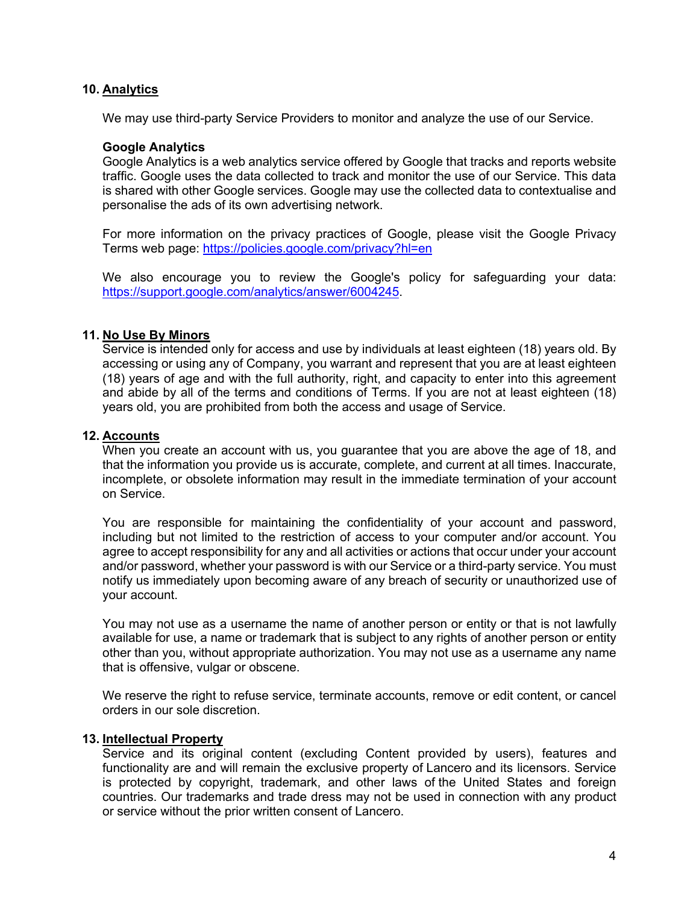## 10. Analytics

We may use third-party Service Providers to monitor and analyze the use of our Service.

**Google Analytics**
Google Analytics is a web analytics service offered by Google that tracks and reports website traffic. Google uses the data collected to track and monitor the use of our Service. This data is shared with other Google services. Google may use the collected data to contextualise and personalise the ads of its own advertising network.

For more information on the privacy practices of Google, please visit the Google Privacy Terms web page: https://policies.google.com/privacy?hl=en

We also encourage you to review the Google's policy for safeguarding your data: https://support.google.com/analytics/answer/6004245.

## 11. No Use By Minors

Service is intended only for access and use by individuals at least eighteen (18) years old. By accessing or using any of Company, you warrant and represent that you are at least eighteen (18) years of age and with the full authority, right, and capacity to enter into this agreement and abide by all of the terms and conditions of Terms. If you are not at least eighteen (18) years old, you are prohibited from both the access and usage of Service.

## 12. Accounts

When you create an account with us, you guarantee that you are above the age of 18, and that the information you provide us is accurate, complete, and current at all times. Inaccurate, incomplete, or obsolete information may result in the immediate termination of your account on Service.

You are responsible for maintaining the confidentiality of your account and password, including but not limited to the restriction of access to your computer and/or account. You agree to accept responsibility for any and all activities or actions that occur under your account and/or password, whether your password is with our Service or a third-party service. You must notify us immediately upon becoming aware of any breach of security or unauthorized use of your account.

You may not use as a username the name of another person or entity or that is not lawfully available for use, a name or trademark that is subject to any rights of another person or entity other than you, without appropriate authorization. You may not use as a username any name that is offensive, vulgar or obscene.

We reserve the right to refuse service, terminate accounts, remove or edit content, or cancel orders in our sole discretion.

## 13. Intellectual Property

Service and its original content (excluding Content provided by users), features and functionality are and will remain the exclusive property of Lancero and its licensors. Service is protected by copyright, trademark, and other laws of the United States and foreign countries. Our trademarks and trade dress may not be used in connection with any product or service without the prior written consent of Lancero.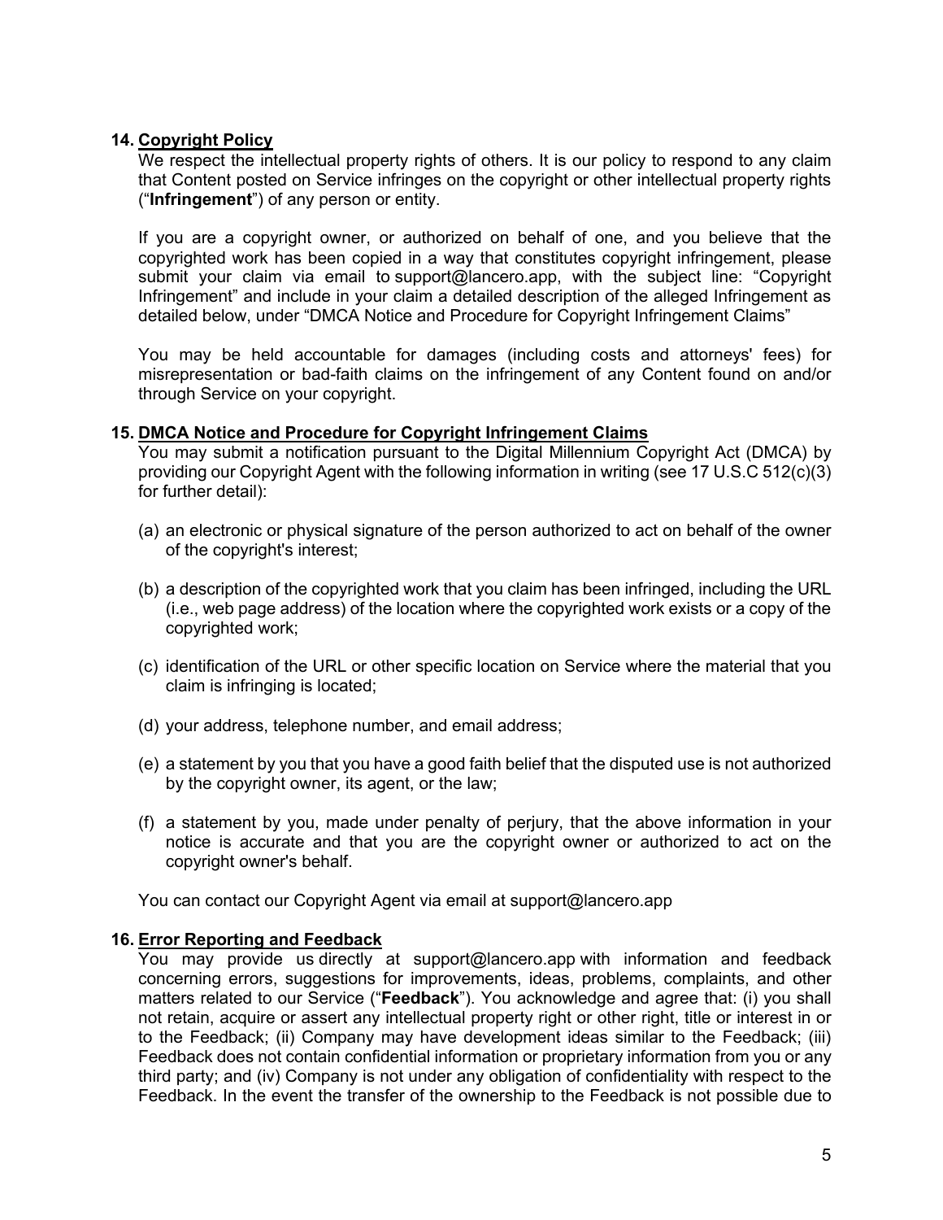**14. Copyright Policy**

We respect the intellectual property rights of others. It is our policy to respond to any claim that Content posted on Service infringes on the copyright or other intellectual property rights ("**Infringement**") of any person or entity.

If you are a copyright owner, or authorized on behalf of one, and you believe that the copyrighted work has been copied in a way that constitutes copyright infringement, please submit your claim via email to support@lancero.app, with the subject line: "Copyright Infringement" and include in your claim a detailed description of the alleged Infringement as detailed below, under "DMCA Notice and Procedure for Copyright Infringement Claims"

You may be held accountable for damages (including costs and attorneys' fees) for misrepresentation or bad-faith claims on the infringement of any Content found on and/or through Service on your copyright.

**15. DMCA Notice and Procedure for Copyright Infringement Claims**

You may submit a notification pursuant to the Digital Millennium Copyright Act (DMCA) by providing our Copyright Agent with the following information in writing (see 17 U.S.C 512(c)(3) for further detail):

(a) an electronic or physical signature of the person authorized to act on behalf of the owner of the copyright's interest;

(b) a description of the copyrighted work that you claim has been infringed, including the URL (i.e., web page address) of the location where the copyrighted work exists or a copy of the copyrighted work;

(c) identification of the URL or other specific location on Service where the material that you claim is infringing is located;

(d) your address, telephone number, and email address;

(e) a statement by you that you have a good faith belief that the disputed use is not authorized by the copyright owner, its agent, or the law;

(f) a statement by you, made under penalty of perjury, that the above information in your notice is accurate and that you are the copyright owner or authorized to act on the copyright owner's behalf.

You can contact our Copyright Agent via email at support@lancero.app

**16. Error Reporting and Feedback**

You may provide us directly at support@lancero.app with information and feedback concerning errors, suggestions for improvements, ideas, problems, complaints, and other matters related to our Service ("**Feedback**"). You acknowledge and agree that: (i) you shall not retain, acquire or assert any intellectual property right or other right, title or interest in or to the Feedback; (ii) Company may have development ideas similar to the Feedback; (iii) Feedback does not contain confidential information or proprietary information from you or any third party; and (iv) Company is not under any obligation of confidentiality with respect to the Feedback. In the event the transfer of the ownership to the Feedback is not possible due to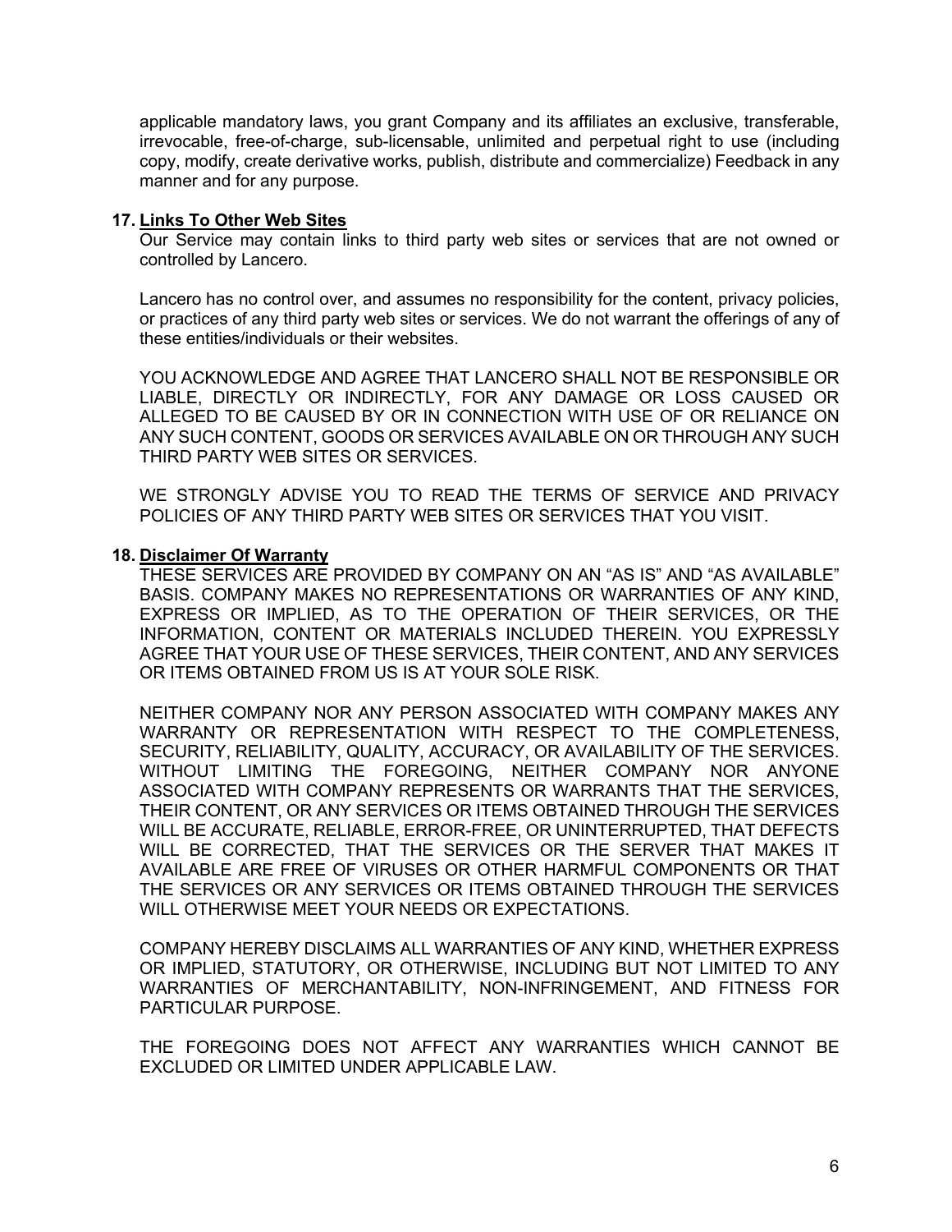applicable mandatory laws, you grant Company and its affiliates an exclusive, transferable, irrevocable, free-of-charge, sub-licensable, unlimited and perpetual right to use (including copy, modify, create derivative works, publish, distribute and commercialize) Feedback in any manner and for any purpose.

**17. Links To Other Web Sites**

Our Service may contain links to third party web sites or services that are not owned or controlled by Lancero.

Lancero has no control over, and assumes no responsibility for the content, privacy policies, or practices of any third party web sites or services. We do not warrant the offerings of any of these entities/individuals or their websites.

YOU ACKNOWLEDGE AND AGREE THAT LANCERO SHALL NOT BE RESPONSIBLE OR LIABLE, DIRECTLY OR INDIRECTLY, FOR ANY DAMAGE OR LOSS CAUSED OR ALLEGED TO BE CAUSED BY OR IN CONNECTION WITH USE OF OR RELIANCE ON ANY SUCH CONTENT, GOODS OR SERVICES AVAILABLE ON OR THROUGH ANY SUCH THIRD PARTY WEB SITES OR SERVICES.

WE STRONGLY ADVISE YOU TO READ THE TERMS OF SERVICE AND PRIVACY POLICIES OF ANY THIRD PARTY WEB SITES OR SERVICES THAT YOU VISIT.

**18. Disclaimer Of Warranty**

THESE SERVICES ARE PROVIDED BY COMPANY ON AN "AS IS" AND "AS AVAILABLE" BASIS. COMPANY MAKES NO REPRESENTATIONS OR WARRANTIES OF ANY KIND, EXPRESS OR IMPLIED, AS TO THE OPERATION OF THEIR SERVICES, OR THE INFORMATION, CONTENT OR MATERIALS INCLUDED THEREIN. YOU EXPRESSLY AGREE THAT YOUR USE OF THESE SERVICES, THEIR CONTENT, AND ANY SERVICES OR ITEMS OBTAINED FROM US IS AT YOUR SOLE RISK.

NEITHER COMPANY NOR ANY PERSON ASSOCIATED WITH COMPANY MAKES ANY WARRANTY OR REPRESENTATION WITH RESPECT TO THE COMPLETENESS, SECURITY, RELIABILITY, QUALITY, ACCURACY, OR AVAILABILITY OF THE SERVICES. WITHOUT LIMITING THE FOREGOING, NEITHER COMPANY NOR ANYONE ASSOCIATED WITH COMPANY REPRESENTS OR WARRANTS THAT THE SERVICES, THEIR CONTENT, OR ANY SERVICES OR ITEMS OBTAINED THROUGH THE SERVICES WILL BE ACCURATE, RELIABLE, ERROR-FREE, OR UNINTERRUPTED, THAT DEFECTS WILL BE CORRECTED, THAT THE SERVICES OR THE SERVER THAT MAKES IT AVAILABLE ARE FREE OF VIRUSES OR OTHER HARMFUL COMPONENTS OR THAT THE SERVICES OR ANY SERVICES OR ITEMS OBTAINED THROUGH THE SERVICES WILL OTHERWISE MEET YOUR NEEDS OR EXPECTATIONS.

COMPANY HEREBY DISCLAIMS ALL WARRANTIES OF ANY KIND, WHETHER EXPRESS OR IMPLIED, STATUTORY, OR OTHERWISE, INCLUDING BUT NOT LIMITED TO ANY WARRANTIES OF MERCHANTABILITY, NON-INFRINGEMENT, AND FITNESS FOR PARTICULAR PURPOSE.

THE FOREGOING DOES NOT AFFECT ANY WARRANTIES WHICH CANNOT BE EXCLUDED OR LIMITED UNDER APPLICABLE LAW.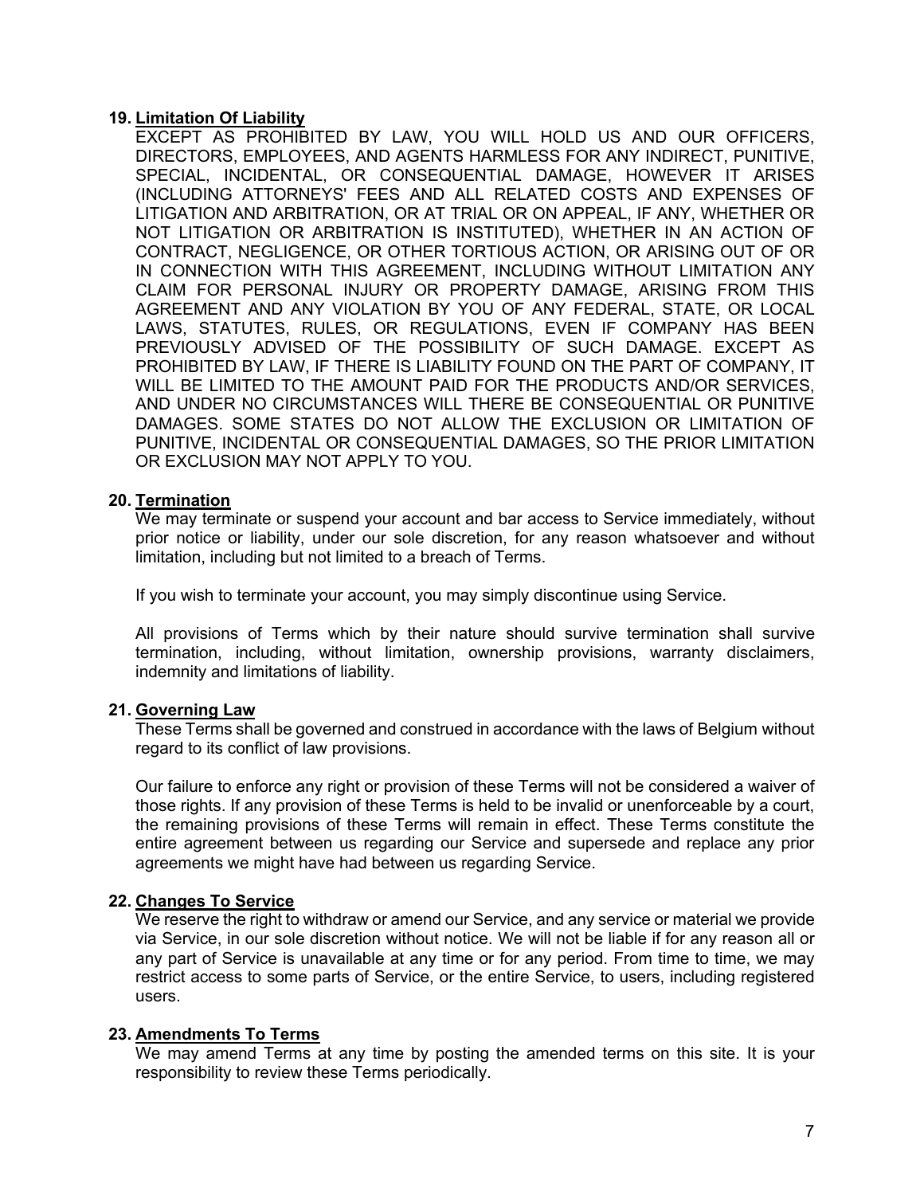## 19. Limitation Of Liability

EXCEPT AS PROHIBITED BY LAW, YOU WILL HOLD US AND OUR OFFICERS, DIRECTORS, EMPLOYEES, AND AGENTS HARMLESS FOR ANY INDIRECT, PUNITIVE, SPECIAL, INCIDENTAL, OR CONSEQUENTIAL DAMAGE, HOWEVER IT ARISES (INCLUDING ATTORNEYS' FEES AND ALL RELATED COSTS AND EXPENSES OF LITIGATION AND ARBITRATION, OR AT TRIAL OR ON APPEAL, IF ANY, WHETHER OR NOT LITIGATION OR ARBITRATION IS INSTITUTED), WHETHER IN AN ACTION OF CONTRACT, NEGLIGENCE, OR OTHER TORTIOUS ACTION, OR ARISING OUT OF OR IN CONNECTION WITH THIS AGREEMENT, INCLUDING WITHOUT LIMITATION ANY CLAIM FOR PERSONAL INJURY OR PROPERTY DAMAGE, ARISING FROM THIS AGREEMENT AND ANY VIOLATION BY YOU OF ANY FEDERAL, STATE, OR LOCAL LAWS, STATUTES, RULES, OR REGULATIONS, EVEN IF COMPANY HAS BEEN PREVIOUSLY ADVISED OF THE POSSIBILITY OF SUCH DAMAGE. EXCEPT AS PROHIBITED BY LAW, IF THERE IS LIABILITY FOUND ON THE PART OF COMPANY, IT WILL BE LIMITED TO THE AMOUNT PAID FOR THE PRODUCTS AND/OR SERVICES, AND UNDER NO CIRCUMSTANCES WILL THERE BE CONSEQUENTIAL OR PUNITIVE DAMAGES. SOME STATES DO NOT ALLOW THE EXCLUSION OR LIMITATION OF PUNITIVE, INCIDENTAL OR CONSEQUENTIAL DAMAGES, SO THE PRIOR LIMITATION OR EXCLUSION MAY NOT APPLY TO YOU.

## 20. Termination

We may terminate or suspend your account and bar access to Service immediately, without prior notice or liability, under our sole discretion, for any reason whatsoever and without limitation, including but not limited to a breach of Terms.

If you wish to terminate your account, you may simply discontinue using Service.

All provisions of Terms which by their nature should survive termination shall survive termination, including, without limitation, ownership provisions, warranty disclaimers, indemnity and limitations of liability.

## 21. Governing Law

These Terms shall be governed and construed in accordance with the laws of Belgium without regard to its conflict of law provisions.

Our failure to enforce any right or provision of these Terms will not be considered a waiver of those rights. If any provision of these Terms is held to be invalid or unenforceable by a court, the remaining provisions of these Terms will remain in effect. These Terms constitute the entire agreement between us regarding our Service and supersede and replace any prior agreements we might have had between us regarding Service.

## 22. Changes To Service

We reserve the right to withdraw or amend our Service, and any service or material we provide via Service, in our sole discretion without notice. We will not be liable if for any reason all or any part of Service is unavailable at any time or for any period. From time to time, we may restrict access to some parts of Service, or the entire Service, to users, including registered users.

## 23. Amendments To Terms

We may amend Terms at any time by posting the amended terms on this site. It is your responsibility to review these Terms periodically.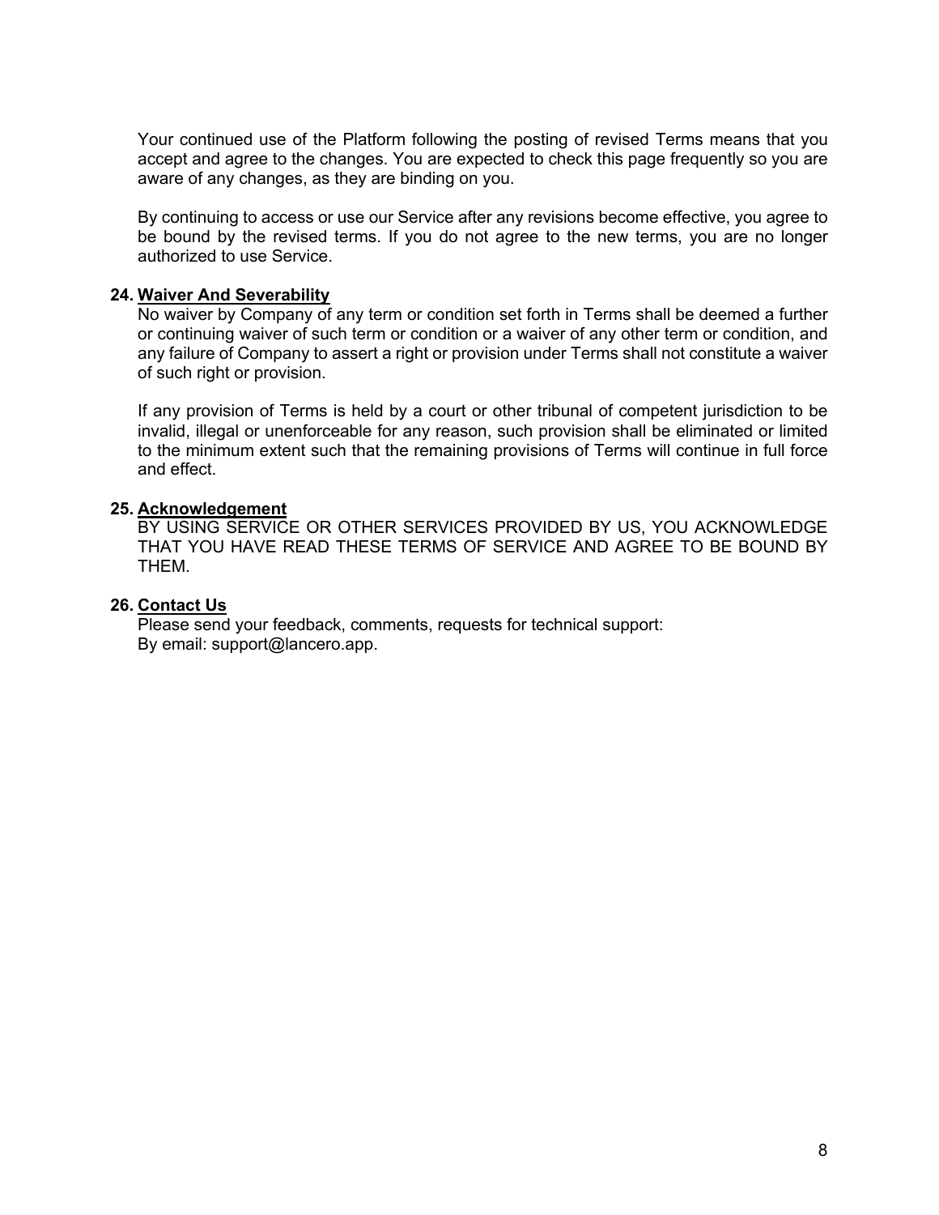Your continued use of the Platform following the posting of revised Terms means that you accept and agree to the changes. You are expected to check this page frequently so you are aware of any changes, as they are binding on you.

By continuing to access or use our Service after any revisions become effective, you agree to be bound by the revised terms. If you do not agree to the new terms, you are no longer authorized to use Service.

**24. Waiver And Severability**

No waiver by Company of any term or condition set forth in Terms shall be deemed a further or continuing waiver of such term or condition or a waiver of any other term or condition, and any failure of Company to assert a right or provision under Terms shall not constitute a waiver of such right or provision.

If any provision of Terms is held by a court or other tribunal of competent jurisdiction to be invalid, illegal or unenforceable for any reason, such provision shall be eliminated or limited to the minimum extent such that the remaining provisions of Terms will continue in full force and effect.

**25. Acknowledgement**

BY USING SERVICE OR OTHER SERVICES PROVIDED BY US, YOU ACKNOWLEDGE THAT YOU HAVE READ THESE TERMS OF SERVICE AND AGREE TO BE BOUND BY THEM.

**26. Contact Us**

Please send your feedback, comments, requests for technical support:
By email: support@lancero.app.